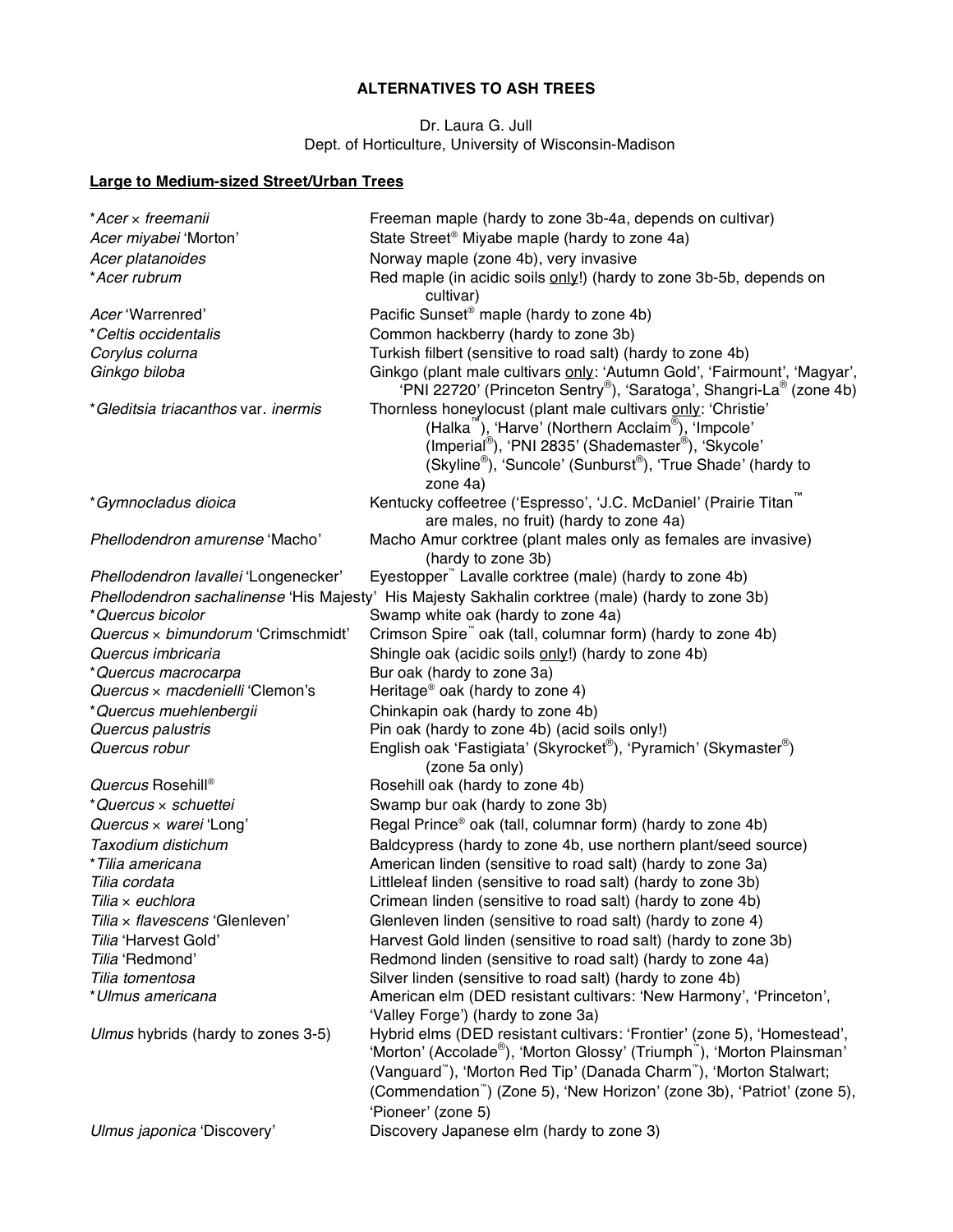**ALTERNATIVES TO ASH TREES**

Dr. Laura G. Jull
Dept. of Horticulture, University of Wisconsin-Madison

**Large to Medium-sized Street/Urban Trees**

| | |
|---|---|
| **Acer × freemanii* | Freeman maple (hardy to zone 3b-4a, depends on cultivar) |
| *Acer miyabei* 'Morton' | State Street® Miyabe maple (hardy to zone 4a) |
| *Acer platanoides* | Norway maple (zone 4b), very invasive |
| **Acer rubrum* | Red maple (in acidic soils only!) (hardy to zone 3b-5b, depends on cultivar) |
| *Acer* 'Warrenred' | Pacific Sunset® maple (hardy to zone 4b) |
| **Celtis occidentalis* | Common hackberry (hardy to zone 3b) |
| *Corylus colurna* | Turkish filbert (sensitive to road salt) (hardy to zone 4b) |
| *Ginkgo biloba* | Ginkgo (plant male cultivars only: 'Autumn Gold', 'Fairmount', 'Magyar', 'PNI 22720' (Princeton Sentry®), 'Saratoga', Shangri-La® (zone 4b) |
| **Gleditsia triacanthos* var. *inermis* | Thornless honeylocust (plant male cultivars only: 'Christie' (Halka™), 'Harve' (Northern Acclaim®), 'Impcole' (Imperial®), 'PNI 2835' (Shademaster®), 'Skycole' (Skyline®), 'Suncole' (Sunburst®), 'True Shade' (hardy to zone 4a) |
| **Gymnocladus dioica* | Kentucky coffeetree ('Espresso', 'J.C. McDaniel' (Prairie Titan™ are males, no fruit) (hardy to zone 4a) |
| *Phellodendron amurense* 'Macho' | Macho Amur corktree (plant males only as females are invasive) (hardy to zone 3b) |
| *Phellodendron lavallei* 'Longenecker' | Eyestopper™ Lavalle corktree (male) (hardy to zone 4b) |
| *Phellodendron sachalinense* 'His Majesty' | His Majesty Sakhalin corktree (male) (hardy to zone 3b) |
| **Quercus bicolor* | Swamp white oak (hardy to zone 4a) |
| *Quercus × bimundorum* 'Crimschmidt' | Crimson Spire™ oak (tall, columnar form) (hardy to zone 4b) |
| *Quercus imbricaria* | Shingle oak (acidic soils only!) (hardy to zone 4b) |
| **Quercus macrocarpa* | Bur oak (hardy to zone 3a) |
| *Quercus × macdenielli* 'Clemon's | Heritage® oak (hardy to zone 4) |
| **Quercus muehlenbergii* | Chinkapin oak (hardy to zone 4b) |
| *Quercus palustris* | Pin oak (hardy to zone 4b) (acid soils only!) |
| *Quercus robur* | English oak 'Fastigiata' (Skyrocket®), 'Pyramich' (Skymaster®) (zone 5a only) |
| *Quercus* Rosehill® | Rosehill oak (hardy to zone 4b) |
| **Quercus × schuettei* | Swamp bur oak (hardy to zone 3b) |
| *Quercus × warei* 'Long' | Regal Prince® oak (tall, columnar form) (hardy to zone 4b) |
| *Taxodium distichum* | Baldcypress (hardy to zone 4b, use northern plant/seed source) |
| **Tilia americana* | American linden (sensitive to road salt) (hardy to zone 3a) |
| *Tilia cordata* | Littleleaf linden (sensitive to road salt) (hardy to zone 3b) |
| *Tilia × euchlora* | Crimean linden (sensitive to road salt) (hardy to zone 4b) |
| *Tilia × flavescens* 'Glenleven' | Glenleven linden (sensitive to road salt) (hardy to zone 4) |
| *Tilia* 'Harvest Gold' | Harvest Gold linden (sensitive to road salt) (hardy to zone 3b) |
| *Tilia* 'Redmond' | Redmond linden (sensitive to road salt) (hardy to zone 4a) |
| *Tilia tomentosa* | Silver linden (sensitive to road salt) (hardy to zone 4b) |
| **Ulmus americana* | American elm (DED resistant cultivars: 'New Harmony', 'Princeton', 'Valley Forge') (hardy to zone 3a) |
| *Ulmus* hybrids (hardy to zones 3-5) | Hybrid elms (DED resistant cultivars: 'Frontier' (zone 5), 'Homestead', 'Morton' (Accolade®), 'Morton Glossy' (Triumph™), 'Morton Plainsman' (Vanguard™), 'Morton Red Tip' (Danada Charm™), 'Morton Stalwart; (Commendation™) (Zone 5), 'New Horizon' (zone 3b), 'Patriot' (zone 5), 'Pioneer' (zone 5) |
| *Ulmus japonica* 'Discovery' | Discovery Japanese elm (hardy to zone 3) |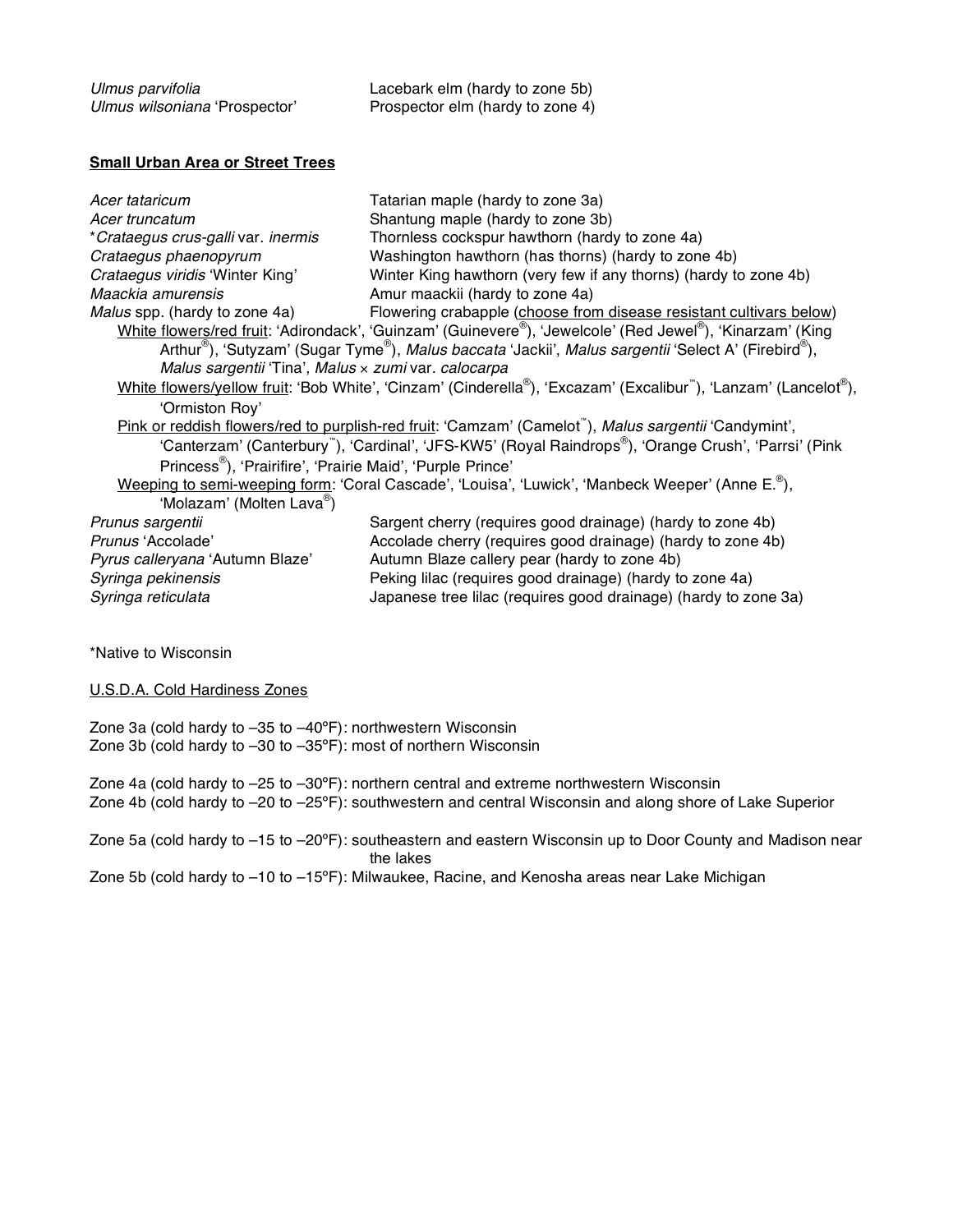*Ulmus parvifolia* Lacebark elm (hardy to zone 5b)
*Ulmus wilsoniana* 'Prospector' Prospector elm (hardy to zone 4)

**Small Urban Area or Street Trees**

*Acer tataricum* Tatarian maple (hardy to zone 3a)
*Acer truncatum* Shantung maple (hardy to zone 3b)
**Crataegus crus-galli* var. *inermis* Thornless cockspur hawthorn (hardy to zone 4a)
*Crataegus phaenopyrum* Washington hawthorn (has thorns) (hardy to zone 4b)
*Crataegus viridis* 'Winter King' Winter King hawthorn (very few if any thorns) (hardy to zone 4b)
*Maackia amurensis* Amur maackii (hardy to zone 4a)
*Malus* spp. (hardy to zone 4a) Flowering crabapple (choose from disease resistant cultivars below)

- White flowers/red fruit: 'Adirondack', 'Guinzam' (Guinevere®), 'Jewelcole' (Red Jewel®), 'Kinarzam' (King Arthur®), 'Sutyzam' (Sugar Tyme®), *Malus baccata* 'Jackii', *Malus sargentii* 'Select A' (Firebird®), *Malus sargentii* 'Tina', *Malus* × *zumi* var. *calocarpa*
- White flowers/yellow fruit: 'Bob White', 'Cinzam' (Cinderella®), 'Excazam' (Excalibur™), 'Lanzam' (Lancelot®), 'Ormiston Roy'
- Pink or reddish flowers/red to purplish-red fruit: 'Camzam' (Camelot™), *Malus sargentii* 'Candymint', 'Canterzam' (Canterbury™), 'Cardinal', 'JFS-KW5' (Royal Raindrops®), 'Orange Crush', 'Parrsi' (Pink Princess®), 'Prairifire', 'Prairie Maid', 'Purple Prince'
- Weeping to semi-weeping form: 'Coral Cascade', 'Louisa', 'Luwick', 'Manbeck Weeper' (Anne E.®), 'Molazam' (Molten Lava®)

*Prunus sargentii* Sargent cherry (requires good drainage) (hardy to zone 4b)
*Prunus* 'Accolade' Accolade cherry (requires good drainage) (hardy to zone 4b)
*Pyrus calleryana* 'Autumn Blaze' Autumn Blaze callery pear (hardy to zone 4b)
*Syringa pekinensis* Peking lilac (requires good drainage) (hardy to zone 4a)
*Syringa reticulata* Japanese tree lilac (requires good drainage) (hardy to zone 3a)

*Native to Wisconsin

U.S.D.A. Cold Hardiness Zones

Zone 3a (cold hardy to –35 to –40ºF): northwestern Wisconsin
Zone 3b (cold hardy to –30 to –35ºF): most of northern Wisconsin

Zone 4a (cold hardy to –25 to –30ºF): northern central and extreme northwestern Wisconsin
Zone 4b (cold hardy to –20 to –25ºF): southwestern and central Wisconsin and along shore of Lake Superior

Zone 5a (cold hardy to –15 to –20ºF): southeastern and eastern Wisconsin up to Door County and Madison near the lakes
Zone 5b (cold hardy to –10 to –15ºF): Milwaukee, Racine, and Kenosha areas near Lake Michigan